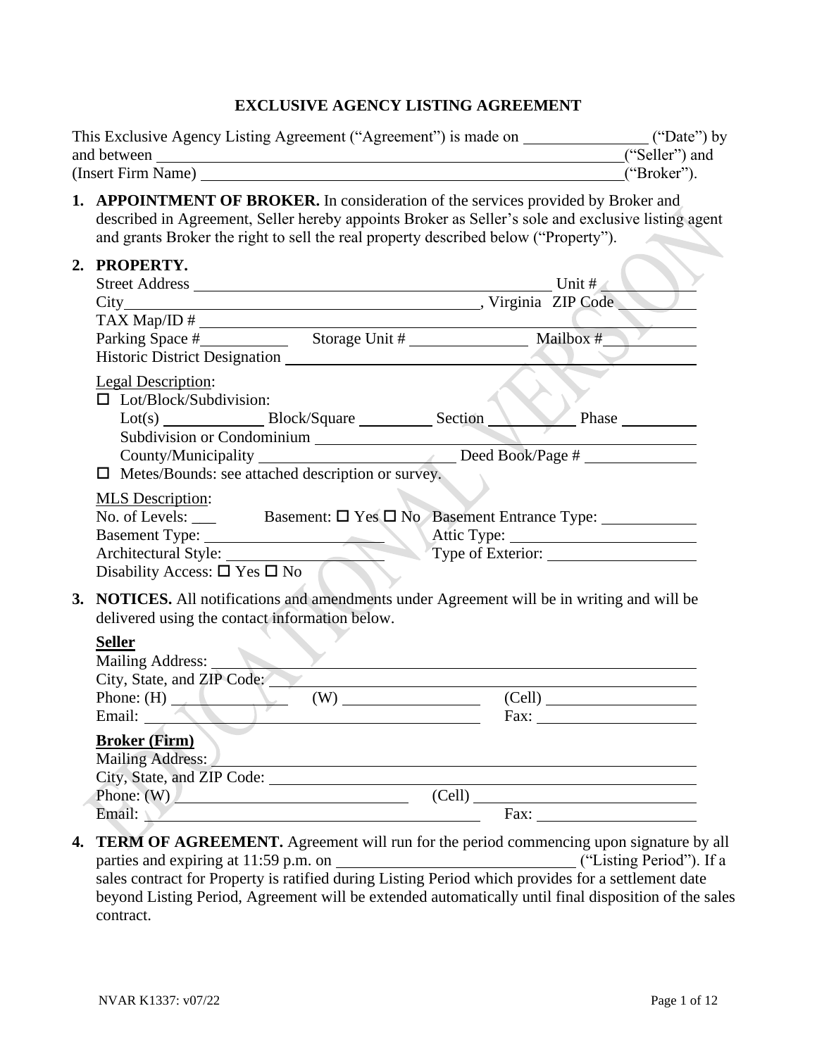# EXCLUSIVE AGENCY LISTING AGREEMENT

This Exclusive Agency Listing Agreement ("Agreement") is made on ________________ ("Date") by and between ____________________________________________________________ ("Seller") and (Insert Firm Name) ____________________________________________________________ ("Broker").

1. **APPOINTMENT OF BROKER.** In consideration of the services provided by Broker and described in Agreement, Seller hereby appoints Broker as Seller's sole and exclusive listing agent and grants Broker the right to sell the real property described below ("Property").

2. **PROPERTY.**

   Street Address ______________________________________________ Unit # ____________
   City ______________________________________________, Virginia ZIP Code ____________
   TAX Map/ID # ____________________________________________________________________
   Parking Space # ____________ Storage Unit # ______________ Mailbox # ____________
   Historic District Designation ____________________________________________________

   Legal Description:
   ☐ Lot/Block/Subdivision:
   Lot(s) ____________ Block/Square __________ Section __________ Phase __________
   Subdivision or Condominium _____________________________________________________
   County/Municipality ________________________ Deed Book/Page # ________________
   ☐ Metes/Bounds: see attached description or survey.

   MLS Description:
   No. of Levels: ___ Basement: ☐ Yes ☐ No Basement Entrance Type: ____________
   Basement Type: ______________________ Attic Type: ______________________
   Architectural Style: ___________________ Type of Exterior: ___________________
   Disability Access: ☐ Yes ☐ No

3. **NOTICES.** All notifications and amendments under Agreement will be in writing and will be delivered using the contact information below.

   **Seller**
   Mailing Address: ________________________________________________________________
   City, State, and ZIP Code: _______________________________________________________
   Phone: (H) ______________ (W) ________________ (Cell) ____________________
   Email: ________________________________________ Fax: ____________________

   **Broker (Firm)**
   Mailing Address: ________________________________________________________________
   City, State, and ZIP Code: _______________________________________________________
   Phone: (W) ______________________________ (Cell) ____________________________
   Email: ________________________________________ Fax: ____________________

4. **TERM OF AGREEMENT.** Agreement will run for the period commencing upon signature by all parties and expiring at 11:59 p.m. on ______________________________ ("Listing Period"). If a sales contract for Property is ratified during Listing Period which provides for a settlement date beyond Listing Period, Agreement will be extended automatically until final disposition of the sales contract.

NVAR K1337: v07/22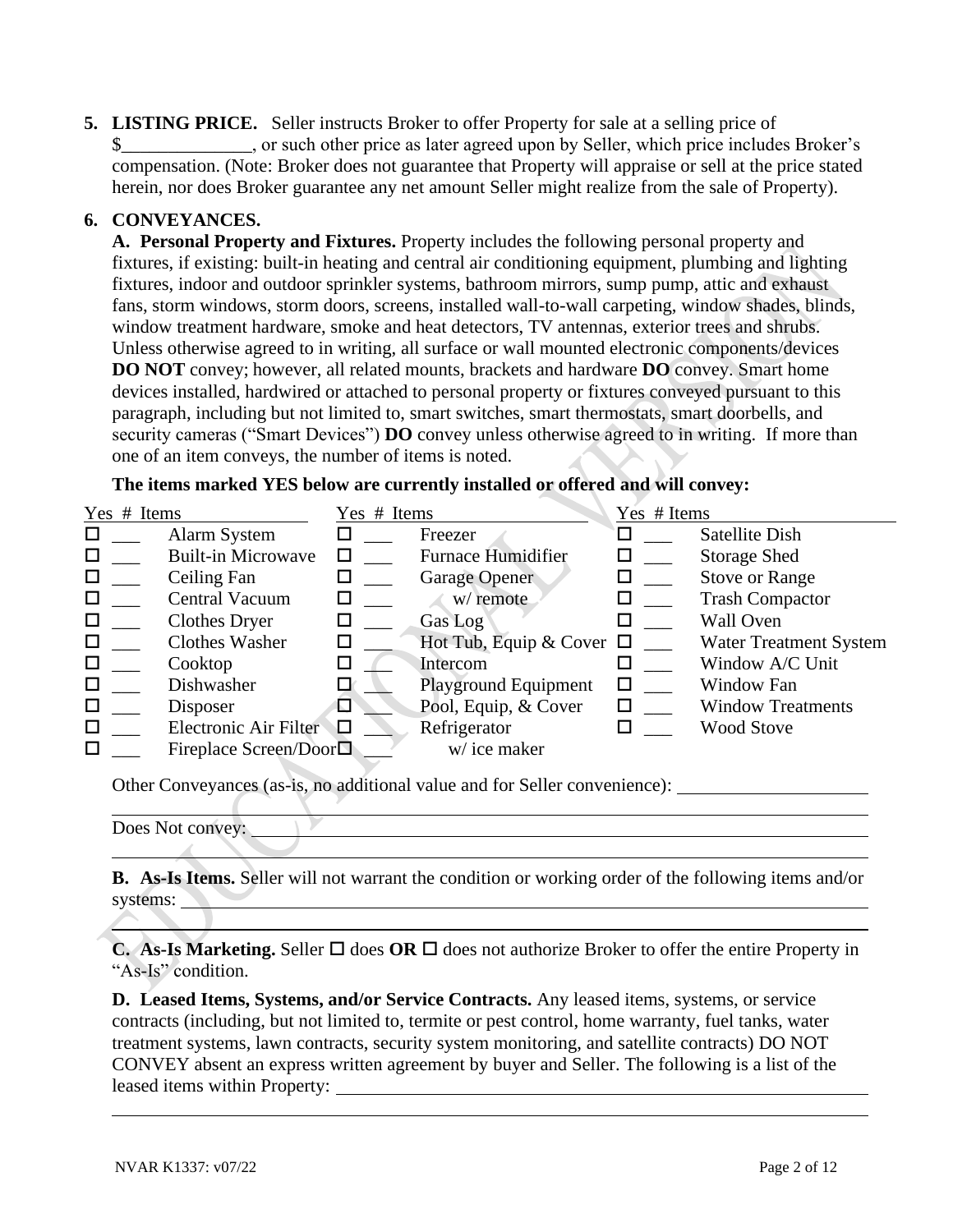**5. LISTING PRICE.** Seller instructs Broker to offer Property for sale at a selling price of $______________, or such other price as later agreed upon by Seller, which price includes Broker's compensation. (Note: Broker does not guarantee that Property will appraise or sell at the price stated herein, nor does Broker guarantee any net amount Seller might realize from the sale of Property).

**6. CONVEYANCES.**

**A. Personal Property and Fixtures.** Property includes the following personal property and fixtures, if existing: built-in heating and central air conditioning equipment, plumbing and lighting fixtures, indoor and outdoor sprinkler systems, bathroom mirrors, sump pump, attic and exhaust fans, storm windows, storm doors, screens, installed wall-to-wall carpeting, window shades, blinds, window treatment hardware, smoke and heat detectors, TV antennas, exterior trees and shrubs. Unless otherwise agreed to in writing, all surface or wall mounted electronic components/devices **DO NOT** convey; however, all related mounts, brackets and hardware **DO** convey. Smart home devices installed, hardwired or attached to personal property or fixtures conveyed pursuant to this paragraph, including but not limited to, smart switches, smart thermostats, smart doorbells, and security cameras ("Smart Devices") **DO** convey unless otherwise agreed to in writing. If more than one of an item conveys, the number of items is noted.

**The items marked YES below are currently installed or offered and will convey:**

| Yes | # Items | | Yes | # Items | | Yes | # Items | |
|---|---|---|---|---|---|---|---|---|
| ☐ | ___ | Alarm System | ☐ | ___ | Freezer | ☐ | ___ | Satellite Dish |
| ☐ | ___ | Built-in Microwave | ☐ | ___ | Furnace Humidifier | ☐ | ___ | Storage Shed |
| ☐ | ___ | Ceiling Fan | ☐ | ___ | Garage Opener | ☐ | ___ | Stove or Range |
| ☐ | ___ | Central Vacuum | ☐ | ___ | w/ remote | ☐ | ___ | Trash Compactor |
| ☐ | ___ | Clothes Dryer | ☐ | ___ | Gas Log | ☐ | ___ | Wall Oven |
| ☐ | ___ | Clothes Washer | ☐ | ___ | Hot Tub, Equip & Cover | ☐ | ___ | Water Treatment System |
| ☐ | ___ | Cooktop | ☐ | ___ | Intercom | ☐ | ___ | Window A/C Unit |
| ☐ | ___ | Dishwasher | ☐ | ___ | Playground Equipment | ☐ | ___ | Window Fan |
| ☐ | ___ | Disposer | ☐ | ___ | Pool, Equip, & Cover | ☐ | ___ | Window Treatments |
| ☐ | ___ | Electronic Air Filter | ☐ | ___ | Refrigerator | ☐ | ___ | Wood Stove |
| ☐ | ___ | Fireplace Screen/Door | ☐ | ___ | w/ ice maker | | | |

Other Conveyances (as-is, no additional value and for Seller convenience): ____________________

Does Not convey: ____________________

**B. As-Is Items.** Seller will not warrant the condition or working order of the following items and/or systems: ____________________

**C. As-Is Marketing.** Seller ☐ does **OR** ☐ does not authorize Broker to offer the entire Property in "As-Is" condition.

**D. Leased Items, Systems, and/or Service Contracts.** Any leased items, systems, or service contracts (including, but not limited to, termite or pest control, home warranty, fuel tanks, water treatment systems, lawn contracts, security system monitoring, and satellite contracts) DO NOT CONVEY absent an express written agreement by buyer and Seller. The following is a list of the leased items within Property: ____________________

NVAR K1337: v07/22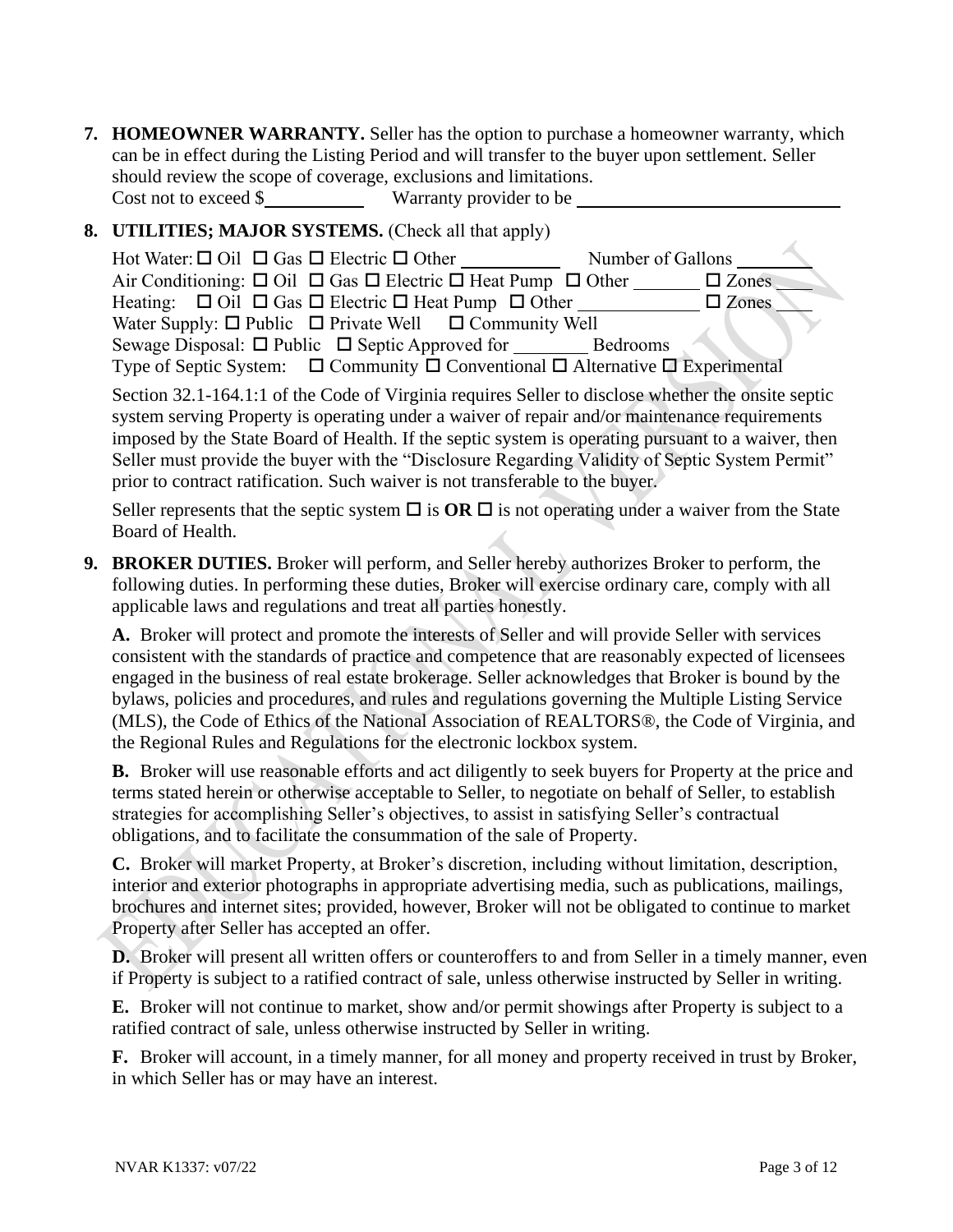**7. HOMEOWNER WARRANTY.** Seller has the option to purchase a homeowner warranty, which can be in effect during the Listing Period and will transfer to the buyer upon settlement. Seller should review the scope of coverage, exclusions and limitations.
Cost not to exceed $__________ Warranty provider to be ____________________________

**8. UTILITIES; MAJOR SYSTEMS.** (Check all that apply)

Hot Water: ☐ Oil ☐ Gas ☐ Electric ☐ Other __________ Number of Gallons ________
Air Conditioning: ☐ Oil ☐ Gas ☐ Electric ☐ Heat Pump ☐ Other _______ ☐ Zones ____
Heating: ☐ Oil ☐ Gas ☐ Electric ☐ Heat Pump ☐ Other ____________ ☐ Zones ____
Water Supply: ☐ Public ☐ Private Well ☐ Community Well
Sewage Disposal: ☐ Public ☐ Septic Approved for ________ Bedrooms
Type of Septic System: ☐ Community ☐ Conventional ☐ Alternative ☐ Experimental

Section 32.1-164.1:1 of the Code of Virginia requires Seller to disclose whether the onsite septic system serving Property is operating under a waiver of repair and/or maintenance requirements imposed by the State Board of Health. If the septic system is operating pursuant to a waiver, then Seller must provide the buyer with the "Disclosure Regarding Validity of Septic System Permit" prior to contract ratification. Such waiver is not transferable to the buyer.

Seller represents that the septic system ☐ is **OR** ☐ is not operating under a waiver from the State Board of Health.

**9. BROKER DUTIES.** Broker will perform, and Seller hereby authorizes Broker to perform, the following duties. In performing these duties, Broker will exercise ordinary care, comply with all applicable laws and regulations and treat all parties honestly.

**A.** Broker will protect and promote the interests of Seller and will provide Seller with services consistent with the standards of practice and competence that are reasonably expected of licensees engaged in the business of real estate brokerage. Seller acknowledges that Broker is bound by the bylaws, policies and procedures, and rules and regulations governing the Multiple Listing Service (MLS), the Code of Ethics of the National Association of REALTORS®, the Code of Virginia, and the Regional Rules and Regulations for the electronic lockbox system.

**B.** Broker will use reasonable efforts and act diligently to seek buyers for Property at the price and terms stated herein or otherwise acceptable to Seller, to negotiate on behalf of Seller, to establish strategies for accomplishing Seller's objectives, to assist in satisfying Seller's contractual obligations, and to facilitate the consummation of the sale of Property.

**C.** Broker will market Property, at Broker's discretion, including without limitation, description, interior and exterior photographs in appropriate advertising media, such as publications, mailings, brochures and internet sites; provided, however, Broker will not be obligated to continue to market Property after Seller has accepted an offer.

**D.** Broker will present all written offers or counteroffers to and from Seller in a timely manner, even if Property is subject to a ratified contract of sale, unless otherwise instructed by Seller in writing.

**E.** Broker will not continue to market, show and/or permit showings after Property is subject to a ratified contract of sale, unless otherwise instructed by Seller in writing.

**F.** Broker will account, in a timely manner, for all money and property received in trust by Broker, in which Seller has or may have an interest.

NVAR K1337: v07/22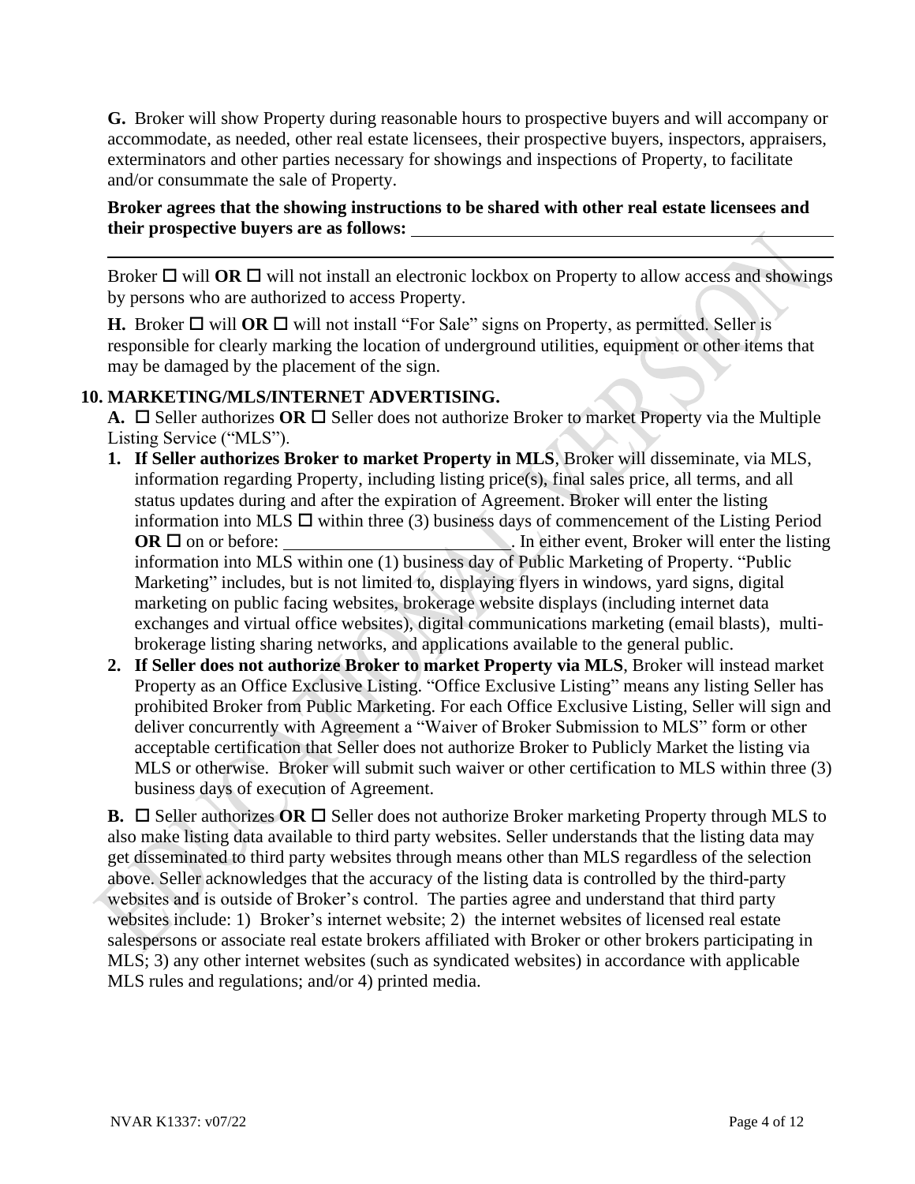**G.** Broker will show Property during reasonable hours to prospective buyers and will accompany or accommodate, as needed, other real estate licensees, their prospective buyers, inspectors, appraisers, exterminators and other parties necessary for showings and inspections of Property, to facilitate and/or consummate the sale of Property.

**Broker agrees that the showing instructions to be shared with other real estate licensees and their prospective buyers are as follows:** \_\_\_\_\_\_\_\_\_\_\_\_\_\_\_\_\_\_\_\_\_\_\_\_\_\_\_\_\_\_\_\_\_\_\_\_\_\_\_\_

\_\_\_\_\_\_\_\_\_\_\_\_\_\_\_\_\_\_\_\_\_\_\_\_\_\_\_\_\_\_\_\_\_\_\_\_\_\_\_\_\_\_\_\_\_\_\_\_\_\_\_\_\_\_\_\_\_\_\_\_\_\_\_\_\_\_\_\_\_\_\_\_\_\_\_\_\_\_

Broker ☐ will **OR** ☐ will not install an electronic lockbox on Property to allow access and showings by persons who are authorized to access Property.

**H.** Broker ☐ will **OR** ☐ will not install "For Sale" signs on Property, as permitted. Seller is responsible for clearly marking the location of underground utilities, equipment or other items that may be damaged by the placement of the sign.

**10. MARKETING/MLS/INTERNET ADVERTISING.**

**A.** ☐ Seller authorizes **OR** ☐ Seller does not authorize Broker to market Property via the Multiple Listing Service ("MLS").

1. **If Seller authorizes Broker to market Property in MLS**, Broker will disseminate, via MLS, information regarding Property, including listing price(s), final sales price, all terms, and all status updates during and after the expiration of Agreement. Broker will enter the listing information into MLS ☐ within three (3) business days of commencement of the Listing Period **OR** ☐ on or before: \_\_\_\_\_\_\_\_\_\_\_\_\_\_\_\_\_\_\_\_\_\_\_\_\_\_. In either event, Broker will enter the listing information into MLS within one (1) business day of Public Marketing of Property. "Public Marketing" includes, but is not limited to, displaying flyers in windows, yard signs, digital marketing on public facing websites, brokerage website displays (including internet data exchanges and virtual office websites), digital communications marketing (email blasts), multi-brokerage listing sharing networks, and applications available to the general public.
2. **If Seller does not authorize Broker to market Property via MLS**, Broker will instead market Property as an Office Exclusive Listing. "Office Exclusive Listing" means any listing Seller has prohibited Broker from Public Marketing. For each Office Exclusive Listing, Seller will sign and deliver concurrently with Agreement a "Waiver of Broker Submission to MLS" form or other acceptable certification that Seller does not authorize Broker to Publicly Market the listing via MLS or otherwise. Broker will submit such waiver or other certification to MLS within three (3) business days of execution of Agreement.

**B.** ☐ Seller authorizes **OR** ☐ Seller does not authorize Broker marketing Property through MLS to also make listing data available to third party websites. Seller understands that the listing data may get disseminated to third party websites through means other than MLS regardless of the selection above. Seller acknowledges that the accuracy of the listing data is controlled by the third-party websites and is outside of Broker's control. The parties agree and understand that third party websites include: 1) Broker's internet website; 2) the internet websites of licensed real estate salespersons or associate real estate brokers affiliated with Broker or other brokers participating in MLS; 3) any other internet websites (such as syndicated websites) in accordance with applicable MLS rules and regulations; and/or 4) printed media.

NVAR K1337: v07/22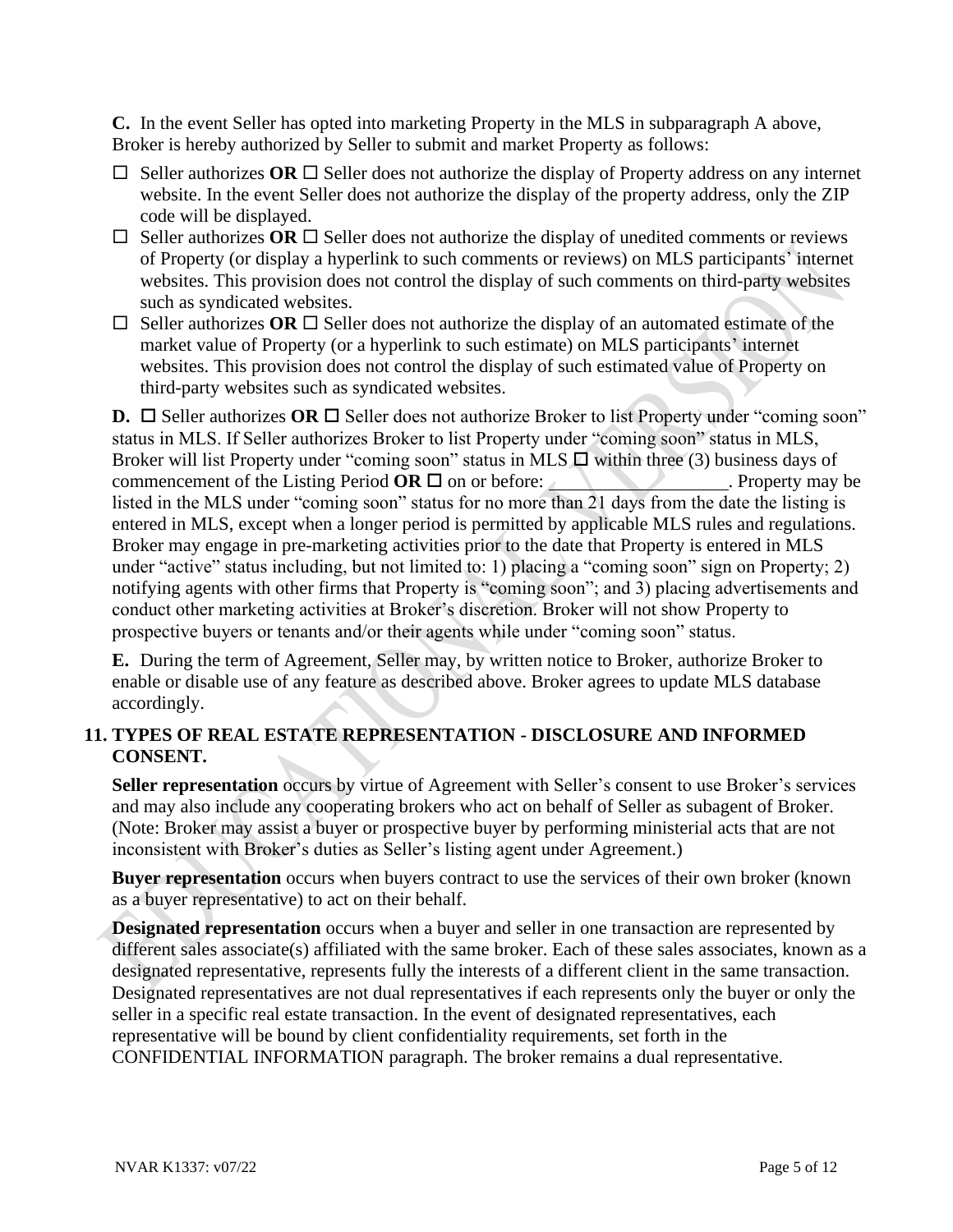**C.** In the event Seller has opted into marketing Property in the MLS in subparagraph A above, Broker is hereby authorized by Seller to submit and market Property as follows:

- ☐ Seller authorizes **OR** ☐ Seller does not authorize the display of Property address on any internet website. In the event Seller does not authorize the display of the property address, only the ZIP code will be displayed.
- ☐ Seller authorizes **OR** ☐ Seller does not authorize the display of unedited comments or reviews of Property (or display a hyperlink to such comments or reviews) on MLS participants' internet websites. This provision does not control the display of such comments on third-party websites such as syndicated websites.
- ☐ Seller authorizes **OR** ☐ Seller does not authorize the display of an automated estimate of the market value of Property (or a hyperlink to such estimate) on MLS participants' internet websites. This provision does not control the display of such estimated value of Property on third-party websites such as syndicated websites.

**D.** ☐ Seller authorizes **OR** ☐ Seller does not authorize Broker to list Property under "coming soon" status in MLS. If Seller authorizes Broker to list Property under "coming soon" status in MLS, Broker will list Property under "coming soon" status in MLS ☐ within three (3) business days of commencement of the Listing Period **OR** ☐ on or before: ___________________. Property may be listed in the MLS under "coming soon" status for no more than 21 days from the date the listing is entered in MLS, except when a longer period is permitted by applicable MLS rules and regulations. Broker may engage in pre-marketing activities prior to the date that Property is entered in MLS under "active" status including, but not limited to: 1) placing a "coming soon" sign on Property; 2) notifying agents with other firms that Property is "coming soon"; and 3) placing advertisements and conduct other marketing activities at Broker's discretion. Broker will not show Property to prospective buyers or tenants and/or their agents while under "coming soon" status.

**E.** During the term of Agreement, Seller may, by written notice to Broker, authorize Broker to enable or disable use of any feature as described above. Broker agrees to update MLS database accordingly.

## 11. TYPES OF REAL ESTATE REPRESENTATION - DISCLOSURE AND INFORMED CONSENT.

**Seller representation** occurs by virtue of Agreement with Seller's consent to use Broker's services and may also include any cooperating brokers who act on behalf of Seller as subagent of Broker. (Note: Broker may assist a buyer or prospective buyer by performing ministerial acts that are not inconsistent with Broker's duties as Seller's listing agent under Agreement.)

**Buyer representation** occurs when buyers contract to use the services of their own broker (known as a buyer representative) to act on their behalf.

**Designated representation** occurs when a buyer and seller in one transaction are represented by different sales associate(s) affiliated with the same broker. Each of these sales associates, known as a designated representative, represents fully the interests of a different client in the same transaction. Designated representatives are not dual representatives if each represents only the buyer or only the seller in a specific real estate transaction. In the event of designated representatives, each representative will be bound by client confidentiality requirements, set forth in the CONFIDENTIAL INFORMATION paragraph. The broker remains a dual representative.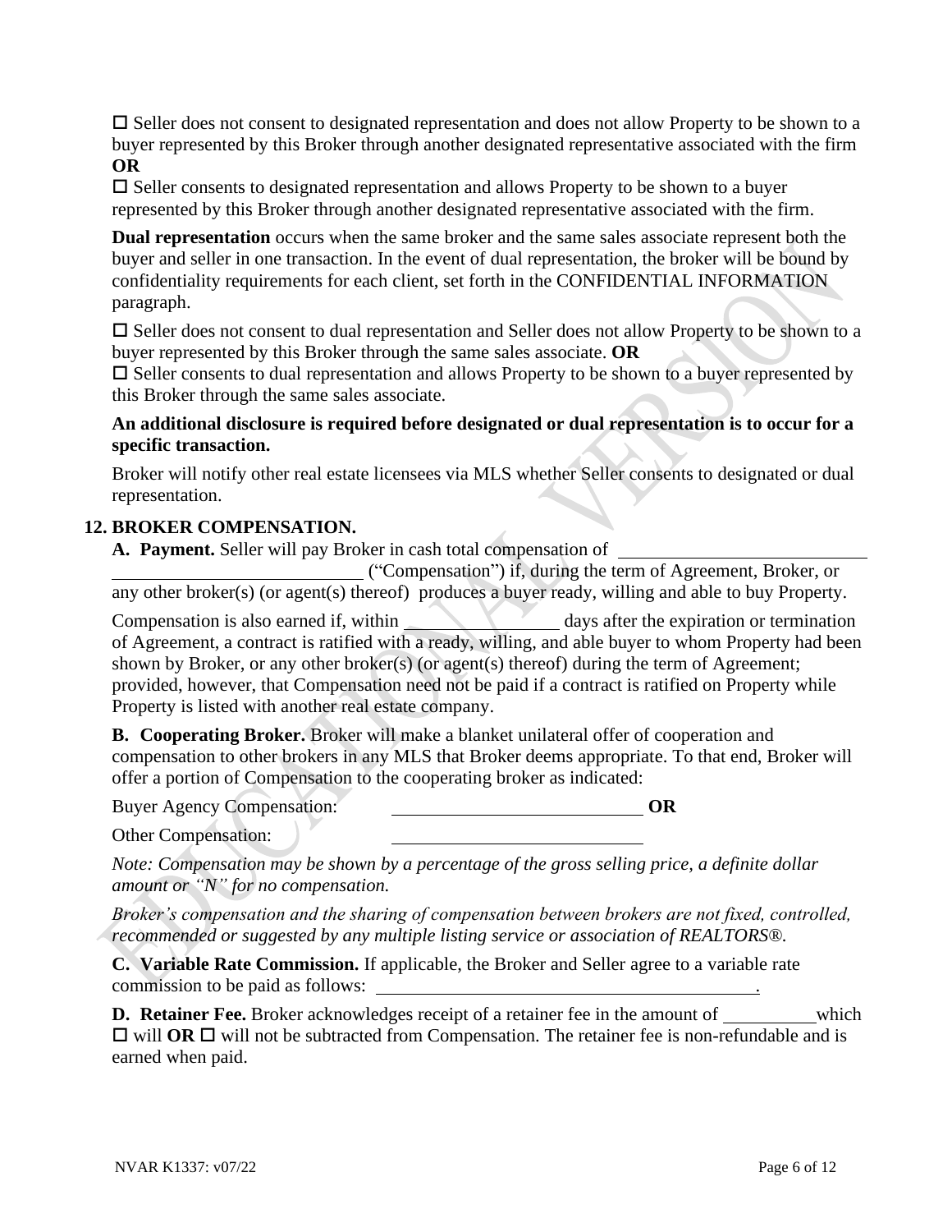☐ Seller does not consent to designated representation and does not allow Property to be shown to a buyer represented by this Broker through another designated representative associated with the firm **OR**

☐ Seller consents to designated representation and allows Property to be shown to a buyer represented by this Broker through another designated representative associated with the firm.

**Dual representation** occurs when the same broker and the same sales associate represent both the buyer and seller in one transaction. In the event of dual representation, the broker will be bound by confidentiality requirements for each client, set forth in the CONFIDENTIAL INFORMATION paragraph.

☐ Seller does not consent to dual representation and Seller does not allow Property to be shown to a buyer represented by this Broker through the same sales associate. **OR**

☐ Seller consents to dual representation and allows Property to be shown to a buyer represented by this Broker through the same sales associate.

**An additional disclosure is required before designated or dual representation is to occur for a specific transaction.**

Broker will notify other real estate licensees via MLS whether Seller consents to designated or dual representation.

## 12. BROKER COMPENSATION.

**A. Payment.** Seller will pay Broker in cash total compensation of ______________________________________________________ ("Compensation") if, during the term of Agreement, Broker, or any other broker(s) (or agent(s) thereof) produces a buyer ready, willing and able to buy Property.

Compensation is also earned if, within ________________ days after the expiration or termination of Agreement, a contract is ratified with a ready, willing, and able buyer to whom Property had been shown by Broker, or any other broker(s) (or agent(s) thereof) during the term of Agreement; provided, however, that Compensation need not be paid if a contract is ratified on Property while Property is listed with another real estate company.

**B. Cooperating Broker.** Broker will make a blanket unilateral offer of cooperation and compensation to other brokers in any MLS that Broker deems appropriate. To that end, Broker will offer a portion of Compensation to the cooperating broker as indicated:

Buyer Agency Compensation: __________________________ **OR**

Other Compensation: __________________________

*Note: Compensation may be shown by a percentage of the gross selling price, a definite dollar amount or "N" for no compensation.*

*Broker's compensation and the sharing of compensation between brokers are not fixed, controlled, recommended or suggested by any multiple listing service or association of REALTORS®.*

**C. Variable Rate Commission.** If applicable, the Broker and Seller agree to a variable rate commission to be paid as follows: ________________________________________.

**D. Retainer Fee.** Broker acknowledges receipt of a retainer fee in the amount of __________ which ☐ will **OR** ☐ will not be subtracted from Compensation. The retainer fee is non-refundable and is earned when paid.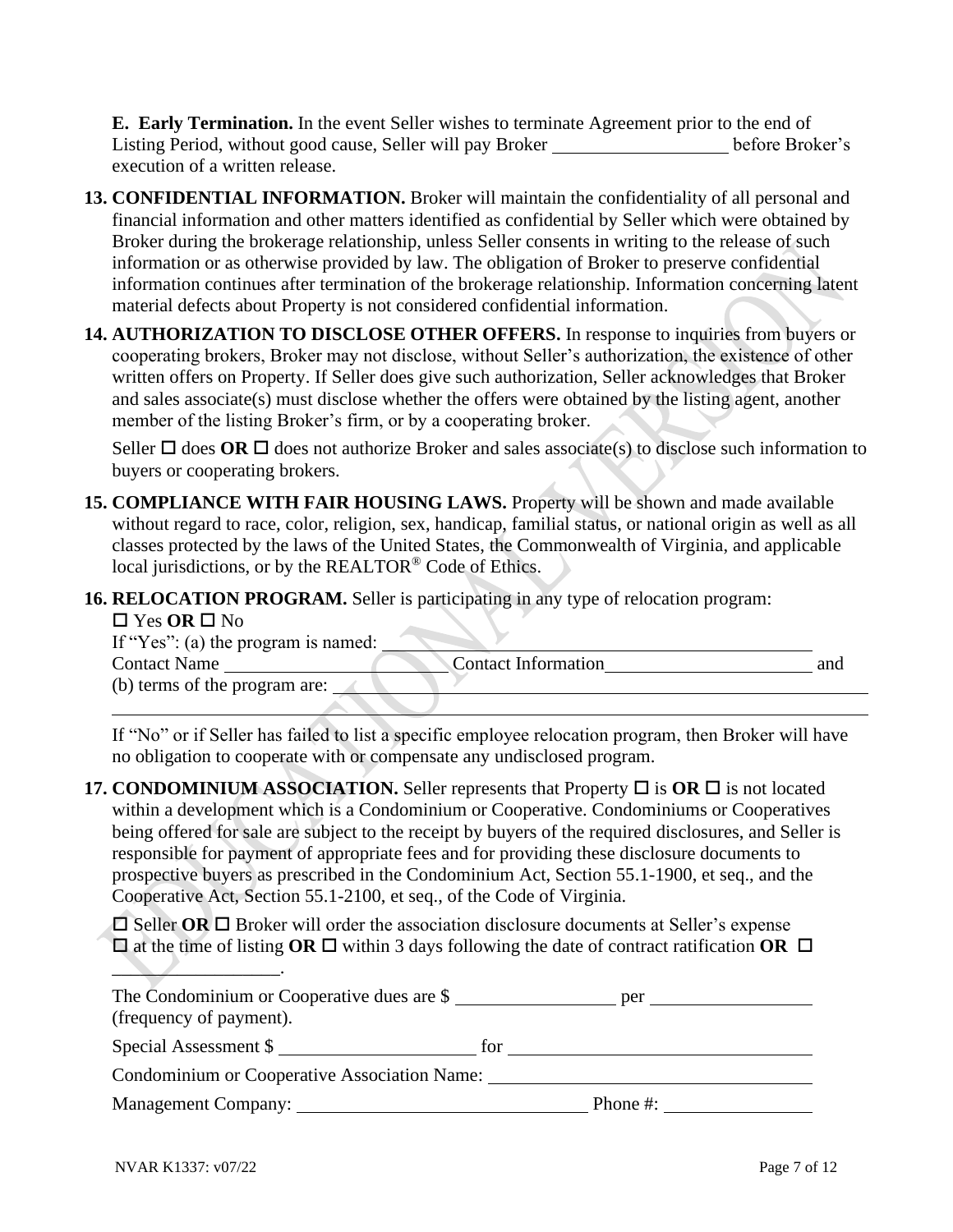**E. Early Termination.** In the event Seller wishes to terminate Agreement prior to the end of Listing Period, without good cause, Seller will pay Broker ___________________ before Broker's execution of a written release.

**13. CONFIDENTIAL INFORMATION.** Broker will maintain the confidentiality of all personal and financial information and other matters identified as confidential by Seller which were obtained by Broker during the brokerage relationship, unless Seller consents in writing to the release of such information or as otherwise provided by law. The obligation of Broker to preserve confidential information continues after termination of the brokerage relationship. Information concerning latent material defects about Property is not considered confidential information.

**14. AUTHORIZATION TO DISCLOSE OTHER OFFERS.** In response to inquiries from buyers or cooperating brokers, Broker may not disclose, without Seller's authorization, the existence of other written offers on Property. If Seller does give such authorization, Seller acknowledges that Broker and sales associate(s) must disclose whether the offers were obtained by the listing agent, another member of the listing Broker's firm, or by a cooperating broker.

Seller ☐ does **OR** ☐ does not authorize Broker and sales associate(s) to disclose such information to buyers or cooperating brokers.

**15. COMPLIANCE WITH FAIR HOUSING LAWS.** Property will be shown and made available without regard to race, color, religion, sex, handicap, familial status, or national origin as well as all classes protected by the laws of the United States, the Commonwealth of Virginia, and applicable local jurisdictions, or by the REALTOR® Code of Ethics.

**16. RELOCATION PROGRAM.** Seller is participating in any type of relocation program:
☐ Yes **OR** ☐ No

If "Yes": (a) the program is named: ___________________________________________

Contact Name ______________________ Contact Information ______________________ and

(b) terms of the program are: ___________________________________________________

_______________________________________________________________________________

If "No" or if Seller has failed to list a specific employee relocation program, then Broker will have no obligation to cooperate with or compensate any undisclosed program.

**17. CONDOMINIUM ASSOCIATION.** Seller represents that Property ☐ is **OR** ☐ is not located within a development which is a Condominium or Cooperative. Condominiums or Cooperatives being offered for sale are subject to the receipt by buyers of the required disclosures, and Seller is responsible for payment of appropriate fees and for providing these disclosure documents to prospective buyers as prescribed in the Condominium Act, Section 55.1-1900, et seq., and the Cooperative Act, Section 55.1-2100, et seq., of the Code of Virginia.

☐ Seller **OR** ☐ Broker will order the association disclosure documents at Seller's expense ☐ at the time of listing **OR** ☐ within 3 days following the date of contract ratification **OR** ☐ _________________.

The Condominium or Cooperative dues are $ _________________ per _________________ (frequency of payment).

Special Assessment $ _____________________ for _________________________________

Condominium or Cooperative Association Name: ___________________________________

Management Company: _______________________________ Phone #: ________________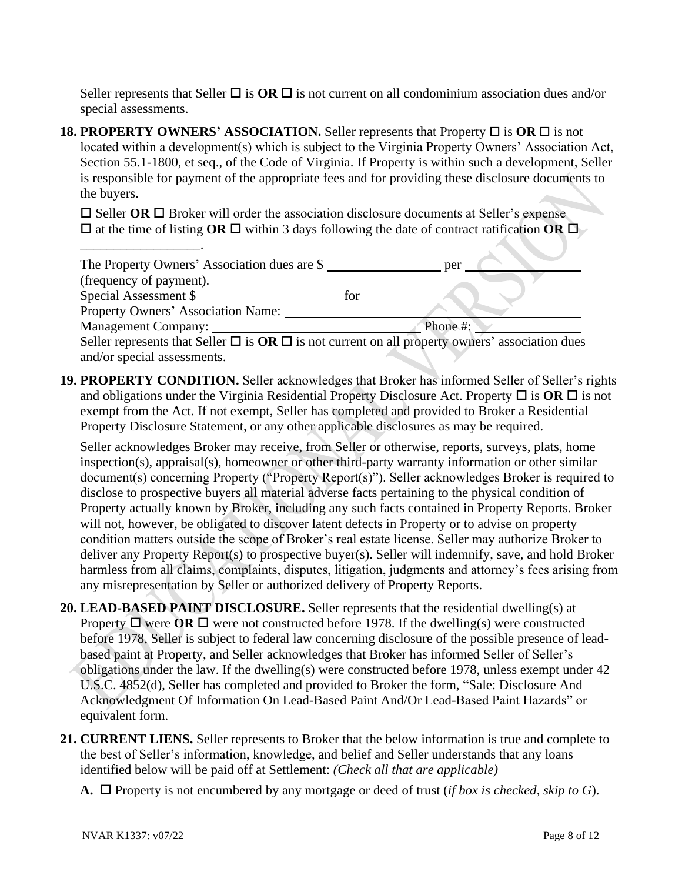Seller represents that Seller ☐ is **OR** ☐ is not current on all condominium association dues and/or special assessments.

**18. PROPERTY OWNERS' ASSOCIATION.** Seller represents that Property ☐ is **OR** ☐ is not located within a development(s) which is subject to the Virginia Property Owners' Association Act, Section 55.1-1800, et seq., of the Code of Virginia. If Property is within such a development, Seller is responsible for payment of the appropriate fees and for providing these disclosure documents to the buyers.

☐ Seller **OR** ☐ Broker will order the association disclosure documents at Seller's expense ☐ at the time of listing **OR** ☐ within 3 days following the date of contract ratification **OR** ☐ __________________.

The Property Owners' Association dues are $ __________________ per __________________ (frequency of payment).
Special Assessment $ ______________________ for ______________________________________
Property Owners' Association Name: __________________________________________________
Management Company: ________________________________ Phone #: ________________
Seller represents that Seller ☐ is **OR** ☐ is not current on all property owners' association dues and/or special assessments.

**19. PROPERTY CONDITION.** Seller acknowledges that Broker has informed Seller of Seller's rights and obligations under the Virginia Residential Property Disclosure Act. Property ☐ is **OR** ☐ is not exempt from the Act. If not exempt, Seller has completed and provided to Broker a Residential Property Disclosure Statement, or any other applicable disclosures as may be required.

Seller acknowledges Broker may receive, from Seller or otherwise, reports, surveys, plats, home inspection(s), appraisal(s), homeowner or other third-party warranty information or other similar document(s) concerning Property ("Property Report(s)"). Seller acknowledges Broker is required to disclose to prospective buyers all material adverse facts pertaining to the physical condition of Property actually known by Broker, including any such facts contained in Property Reports. Broker will not, however, be obligated to discover latent defects in Property or to advise on property condition matters outside the scope of Broker's real estate license. Seller may authorize Broker to deliver any Property Report(s) to prospective buyer(s). Seller will indemnify, save, and hold Broker harmless from all claims, complaints, disputes, litigation, judgments and attorney's fees arising from any misrepresentation by Seller or authorized delivery of Property Reports.

**20. LEAD-BASED PAINT DISCLOSURE.** Seller represents that the residential dwelling(s) at Property ☐ were **OR** ☐ were not constructed before 1978. If the dwelling(s) were constructed before 1978, Seller is subject to federal law concerning disclosure of the possible presence of lead-based paint at Property, and Seller acknowledges that Broker has informed Seller of Seller's obligations under the law. If the dwelling(s) were constructed before 1978, unless exempt under 42 U.S.C. 4852(d), Seller has completed and provided to Broker the form, "Sale: Disclosure And Acknowledgment Of Information On Lead-Based Paint And/Or Lead-Based Paint Hazards" or equivalent form.

**21. CURRENT LIENS.** Seller represents to Broker that the below information is true and complete to the best of Seller's information, knowledge, and belief and Seller understands that any loans identified below will be paid off at Settlement: *(Check all that are applicable)*

**A.** ☐ Property is not encumbered by any mortgage or deed of trust (*if box is checked, skip to G*).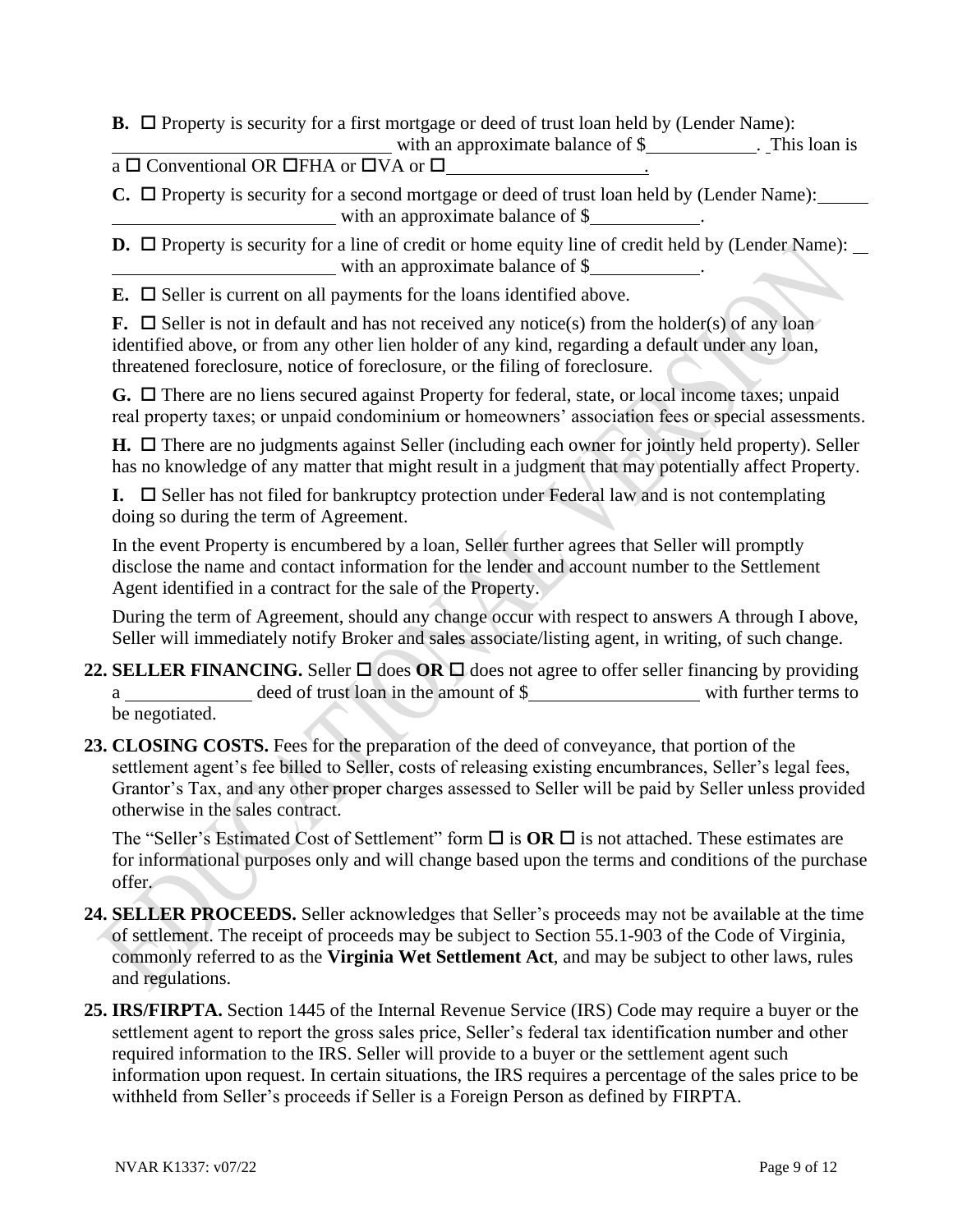**B.** ☐ Property is security for a first mortgage or deed of trust loan held by (Lender Name): ______________________________ with an approximate balance of $____________. This loan is a ☐ Conventional OR ☐FHA or ☐VA or ☐______________________.

**C.** ☐ Property is security for a second mortgage or deed of trust loan held by (Lender Name): ______________________________ with an approximate balance of $____________.

**D.** ☐ Property is security for a line of credit or home equity line of credit held by (Lender Name): ______________________________ with an approximate balance of $____________.

**E.** ☐ Seller is current on all payments for the loans identified above.

**F.** ☐ Seller is not in default and has not received any notice(s) from the holder(s) of any loan identified above, or from any other lien holder of any kind, regarding a default under any loan, threatened foreclosure, notice of foreclosure, or the filing of foreclosure.

**G.** ☐ There are no liens secured against Property for federal, state, or local income taxes; unpaid real property taxes; or unpaid condominium or homeowners' association fees or special assessments.

**H.** ☐ There are no judgments against Seller (including each owner for jointly held property). Seller has no knowledge of any matter that might result in a judgment that may potentially affect Property.

**I.** ☐ Seller has not filed for bankruptcy protection under Federal law and is not contemplating doing so during the term of Agreement.

In the event Property is encumbered by a loan, Seller further agrees that Seller will promptly disclose the name and contact information for the lender and account number to the Settlement Agent identified in a contract for the sale of the Property.

During the term of Agreement, should any change occur with respect to answers A through I above, Seller will immediately notify Broker and sales associate/listing agent, in writing, of such change.

**22. SELLER FINANCING.** Seller ☐ does **OR** ☐ does not agree to offer seller financing by providing a ______________ deed of trust loan in the amount of $__________________ with further terms to be negotiated.

**23. CLOSING COSTS.** Fees for the preparation of the deed of conveyance, that portion of the settlement agent's fee billed to Seller, costs of releasing existing encumbrances, Seller's legal fees, Grantor's Tax, and any other proper charges assessed to Seller will be paid by Seller unless provided otherwise in the sales contract.

The "Seller's Estimated Cost of Settlement" form ☐ is **OR** ☐ is not attached. These estimates are for informational purposes only and will change based upon the terms and conditions of the purchase offer.

**24. SELLER PROCEEDS.** Seller acknowledges that Seller's proceeds may not be available at the time of settlement. The receipt of proceeds may be subject to Section 55.1-903 of the Code of Virginia, commonly referred to as the **Virginia Wet Settlement Act**, and may be subject to other laws, rules and regulations.

**25. IRS/FIRPTA.** Section 1445 of the Internal Revenue Service (IRS) Code may require a buyer or the settlement agent to report the gross sales price, Seller's federal tax identification number and other required information to the IRS. Seller will provide to a buyer or the settlement agent such information upon request. In certain situations, the IRS requires a percentage of the sales price to be withheld from Seller's proceeds if Seller is a Foreign Person as defined by FIRPTA.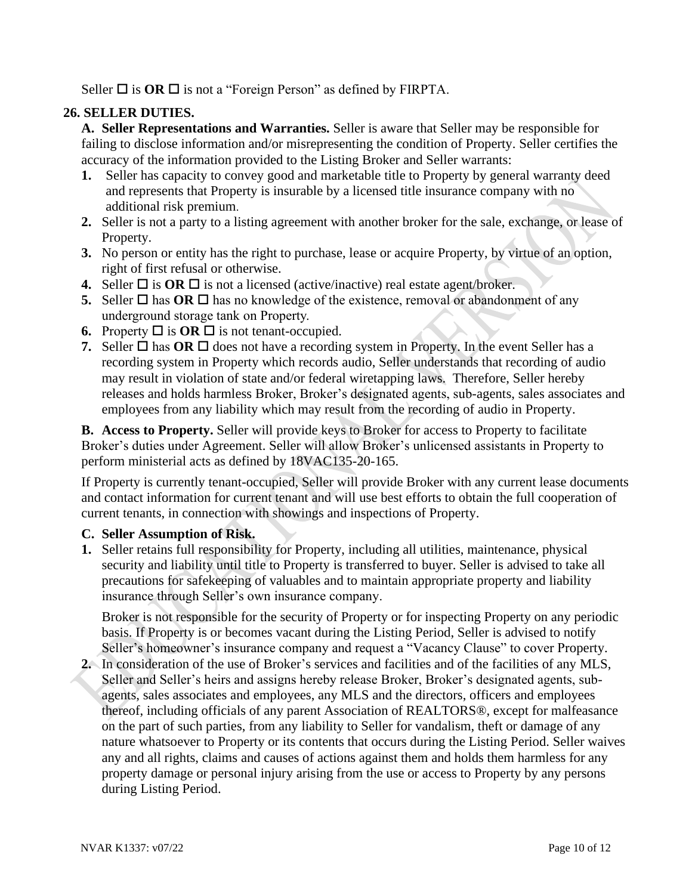Seller ☐ is **OR** ☐ is not a "Foreign Person" as defined by FIRPTA.

## 26. SELLER DUTIES.

**A. Seller Representations and Warranties.** Seller is aware that Seller may be responsible for failing to disclose information and/or misrepresenting the condition of Property. Seller certifies the accuracy of the information provided to the Listing Broker and Seller warrants:

1. Seller has capacity to convey good and marketable title to Property by general warranty deed and represents that Property is insurable by a licensed title insurance company with no additional risk premium.
2. Seller is not a party to a listing agreement with another broker for the sale, exchange, or lease of Property.
3. No person or entity has the right to purchase, lease or acquire Property, by virtue of an option, right of first refusal or otherwise.
4. Seller ☐ is **OR** ☐ is not a licensed (active/inactive) real estate agent/broker.
5. Seller ☐ has **OR** ☐ has no knowledge of the existence, removal or abandonment of any underground storage tank on Property.
6. Property ☐ is **OR** ☐ is not tenant-occupied.
7. Seller ☐ has **OR** ☐ does not have a recording system in Property. In the event Seller has a recording system in Property which records audio, Seller understands that recording of audio may result in violation of state and/or federal wiretapping laws. Therefore, Seller hereby releases and holds harmless Broker, Broker's designated agents, sub-agents, sales associates and employees from any liability which may result from the recording of audio in Property.

**B. Access to Property.** Seller will provide keys to Broker for access to Property to facilitate Broker's duties under Agreement. Seller will allow Broker's unlicensed assistants in Property to perform ministerial acts as defined by 18VAC135-20-165.

If Property is currently tenant-occupied, Seller will provide Broker with any current lease documents and contact information for current tenant and will use best efforts to obtain the full cooperation of current tenants, in connection with showings and inspections of Property.

**C. Seller Assumption of Risk.**

1. Seller retains full responsibility for Property, including all utilities, maintenance, physical security and liability until title to Property is transferred to buyer. Seller is advised to take all precautions for safekeeping of valuables and to maintain appropriate property and liability insurance through Seller's own insurance company.

   Broker is not responsible for the security of Property or for inspecting Property on any periodic basis. If Property is or becomes vacant during the Listing Period, Seller is advised to notify Seller's homeowner's insurance company and request a "Vacancy Clause" to cover Property.

2. In consideration of the use of Broker's services and facilities and of the facilities of any MLS, Seller and Seller's heirs and assigns hereby release Broker, Broker's designated agents, sub-agents, sales associates and employees, any MLS and the directors, officers and employees thereof, including officials of any parent Association of REALTORS®, except for malfeasance on the part of such parties, from any liability to Seller for vandalism, theft or damage of any nature whatsoever to Property or its contents that occurs during the Listing Period. Seller waives any and all rights, claims and causes of actions against them and holds them harmless for any property damage or personal injury arising from the use or access to Property by any persons during Listing Period.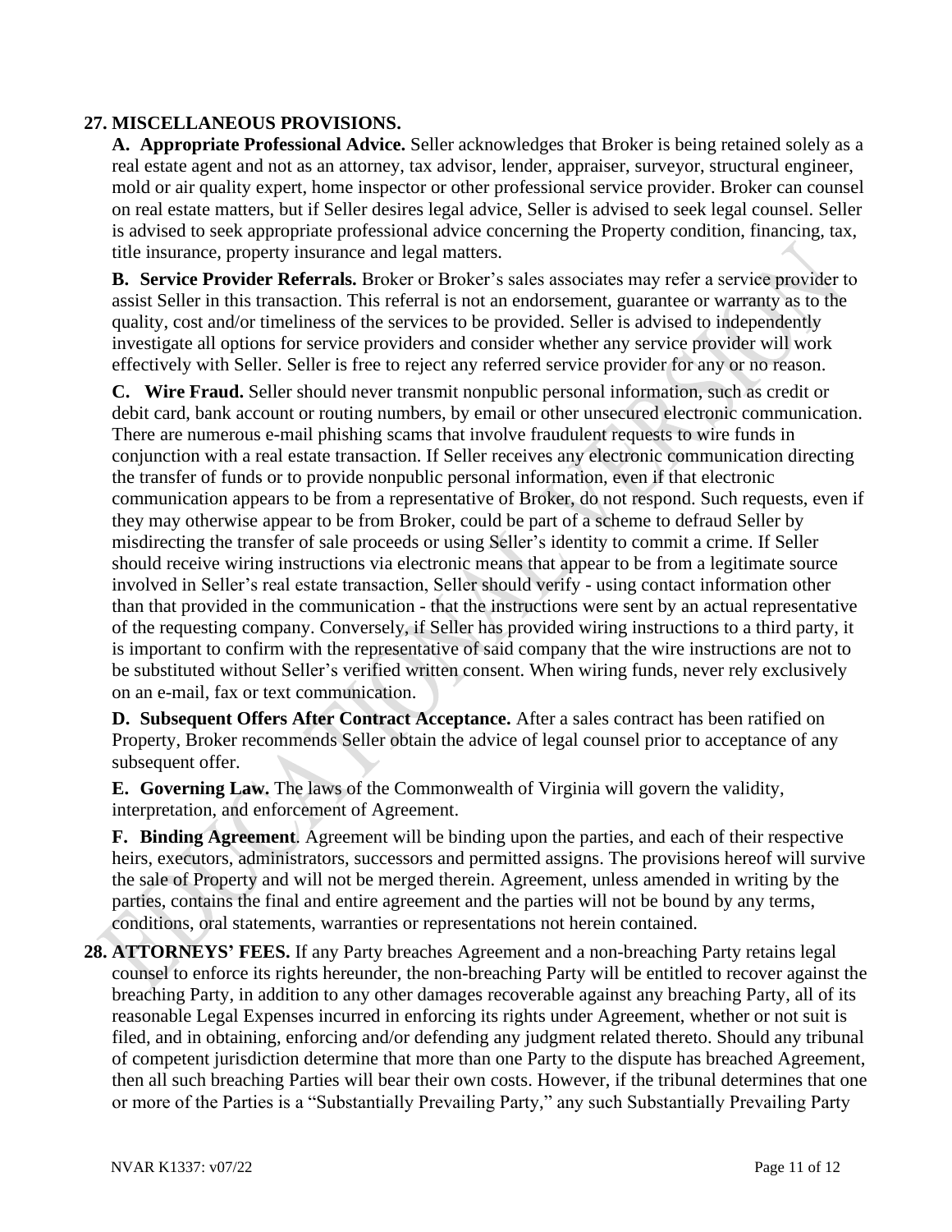**27. MISCELLANEOUS PROVISIONS.**

**A. Appropriate Professional Advice.** Seller acknowledges that Broker is being retained solely as a real estate agent and not as an attorney, tax advisor, lender, appraiser, surveyor, structural engineer, mold or air quality expert, home inspector or other professional service provider. Broker can counsel on real estate matters, but if Seller desires legal advice, Seller is advised to seek legal counsel. Seller is advised to seek appropriate professional advice concerning the Property condition, financing, tax, title insurance, property insurance and legal matters.

**B. Service Provider Referrals.** Broker or Broker's sales associates may refer a service provider to assist Seller in this transaction. This referral is not an endorsement, guarantee or warranty as to the quality, cost and/or timeliness of the services to be provided. Seller is advised to independently investigate all options for service providers and consider whether any service provider will work effectively with Seller. Seller is free to reject any referred service provider for any or no reason.

**C. Wire Fraud.** Seller should never transmit nonpublic personal information, such as credit or debit card, bank account or routing numbers, by email or other unsecured electronic communication. There are numerous e-mail phishing scams that involve fraudulent requests to wire funds in conjunction with a real estate transaction. If Seller receives any electronic communication directing the transfer of funds or to provide nonpublic personal information, even if that electronic communication appears to be from a representative of Broker, do not respond. Such requests, even if they may otherwise appear to be from Broker, could be part of a scheme to defraud Seller by misdirecting the transfer of sale proceeds or using Seller's identity to commit a crime. If Seller should receive wiring instructions via electronic means that appear to be from a legitimate source involved in Seller's real estate transaction, Seller should verify - using contact information other than that provided in the communication - that the instructions were sent by an actual representative of the requesting company. Conversely, if Seller has provided wiring instructions to a third party, it is important to confirm with the representative of said company that the wire instructions are not to be substituted without Seller's verified written consent. When wiring funds, never rely exclusively on an e-mail, fax or text communication.

**D. Subsequent Offers After Contract Acceptance.** After a sales contract has been ratified on Property, Broker recommends Seller obtain the advice of legal counsel prior to acceptance of any subsequent offer.

**E. Governing Law.** The laws of the Commonwealth of Virginia will govern the validity, interpretation, and enforcement of Agreement.

**F. Binding Agreement**. Agreement will be binding upon the parties, and each of their respective heirs, executors, administrators, successors and permitted assigns. The provisions hereof will survive the sale of Property and will not be merged therein. Agreement, unless amended in writing by the parties, contains the final and entire agreement and the parties will not be bound by any terms, conditions, oral statements, warranties or representations not herein contained.

**28. ATTORNEYS' FEES.** If any Party breaches Agreement and a non-breaching Party retains legal counsel to enforce its rights hereunder, the non-breaching Party will be entitled to recover against the breaching Party, in addition to any other damages recoverable against any breaching Party, all of its reasonable Legal Expenses incurred in enforcing its rights under Agreement, whether or not suit is filed, and in obtaining, enforcing and/or defending any judgment related thereto. Should any tribunal of competent jurisdiction determine that more than one Party to the dispute has breached Agreement, then all such breaching Parties will bear their own costs. However, if the tribunal determines that one or more of the Parties is a "Substantially Prevailing Party," any such Substantially Prevailing Party

NVAR K1337: v07/22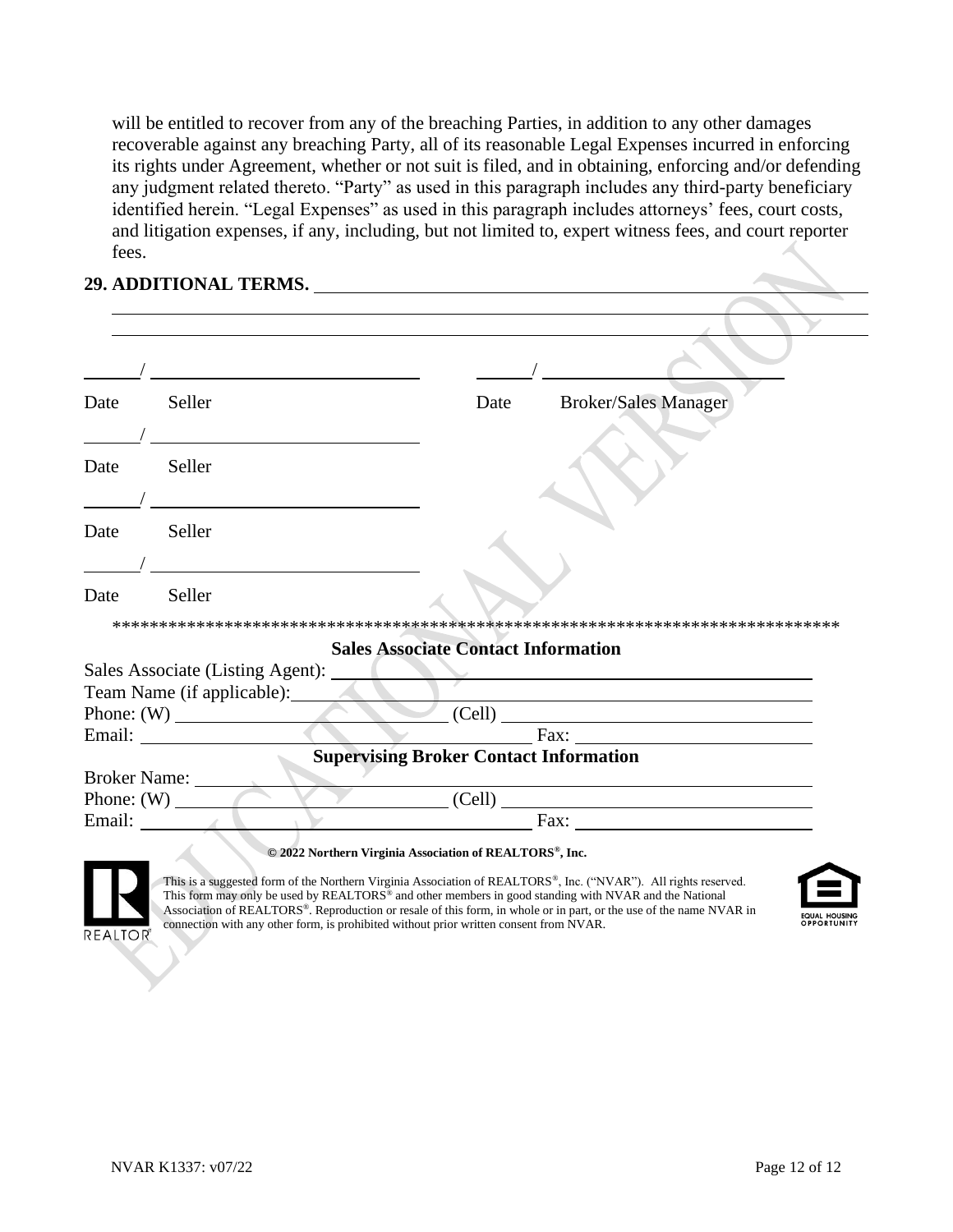will be entitled to recover from any of the breaching Parties, in addition to any other damages recoverable against any breaching Party, all of its reasonable Legal Expenses incurred in enforcing its rights under Agreement, whether or not suit is filed, and in obtaining, enforcing and/or defending any judgment related thereto. "Party" as used in this paragraph includes any third-party beneficiary identified herein. "Legal Expenses" as used in this paragraph includes attorneys' fees, court costs, and litigation expenses, if any, including, but not limited to, expert witness fees, and court reporter fees.

**29. ADDITIONAL TERMS.** ______________________________________________

______________________________________________

______________________________________________

______/ ______________________ ______/ ______________________

Date Seller Date Broker/Sales Manager

______/ ______________________

Date Seller

______/ ______________________

Date Seller

______/ ______________________

Date Seller

*******************************************************************************

**Sales Associate Contact Information**

Sales Associate (Listing Agent): ______________________________________________

Team Name (if applicable): ______________________________________________

Phone: (W) ______________________ (Cell) ______________________

Email: ______________________ Fax: ______________________

**Supervising Broker Contact Information**

Broker Name: ______________________________________________

Phone: (W) ______________________ (Cell) ______________________

Email: ______________________ Fax: ______________________

**© 2022 Northern Virginia Association of REALTORS®, Inc.**

This is a suggested form of the Northern Virginia Association of REALTORS®, Inc. ("NVAR"). All rights reserved. This form may only be used by REALTORS® and other members in good standing with NVAR and the National Association of REALTORS®. Reproduction or resale of this form, in whole or in part, or the use of the name NVAR in connection with any other form, is prohibited without prior written consent from NVAR.

NVAR K1337: v07/22